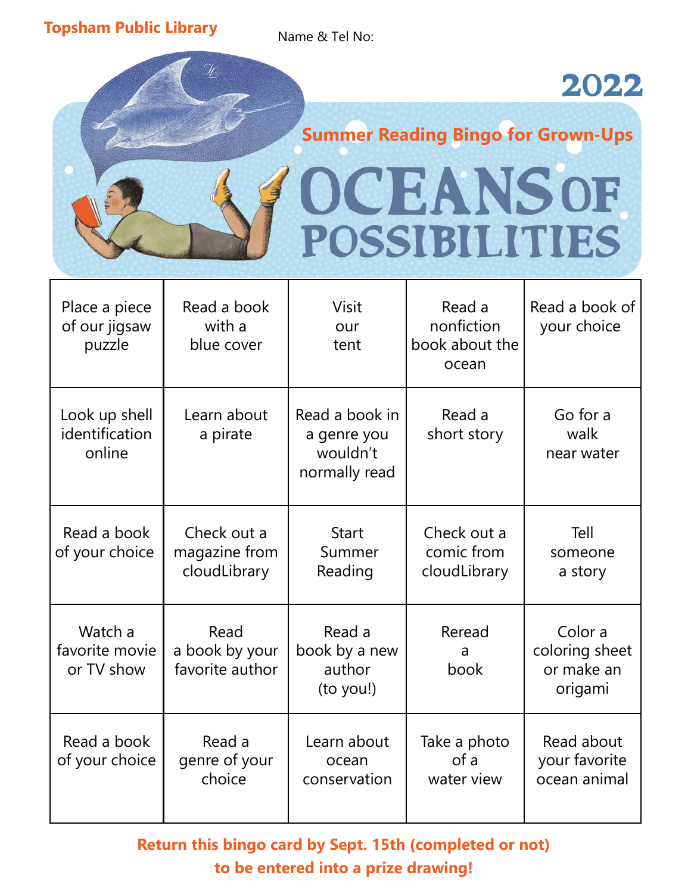Topsham Public Library

Name & Tel No:

2022

## Summer Reading Bingo for Grown-Ups

# OCEANS OF POSSIBILITIES

| Place a piece of our jigsaw puzzle | Read a book with a blue cover | Visit our tent | Read a nonfiction book about the ocean | Read a book of your choice |
|---|---|---|---|---|
| Look up shell identification online | Learn about a pirate | Read a book in a genre you wouldn't normally read | Read a short story | Go for a walk near water |
| Read a book of your choice | Check out a magazine from cloudLibrary | Start Summer Reading | Check out a comic from cloudLibrary | Tell someone a story |
| Watch a favorite movie or TV show | Read a book by your favorite author | Read a book by a new author (to you!) | Reread a book | Color a coloring sheet or make an origami |
| Read a book of your choice | Read a genre of your choice | Learn about ocean conservation | Take a photo of a water view | Read about your favorite ocean animal |

**Return this bingo card by Sept. 15th (completed or not) to be entered into a prize drawing!**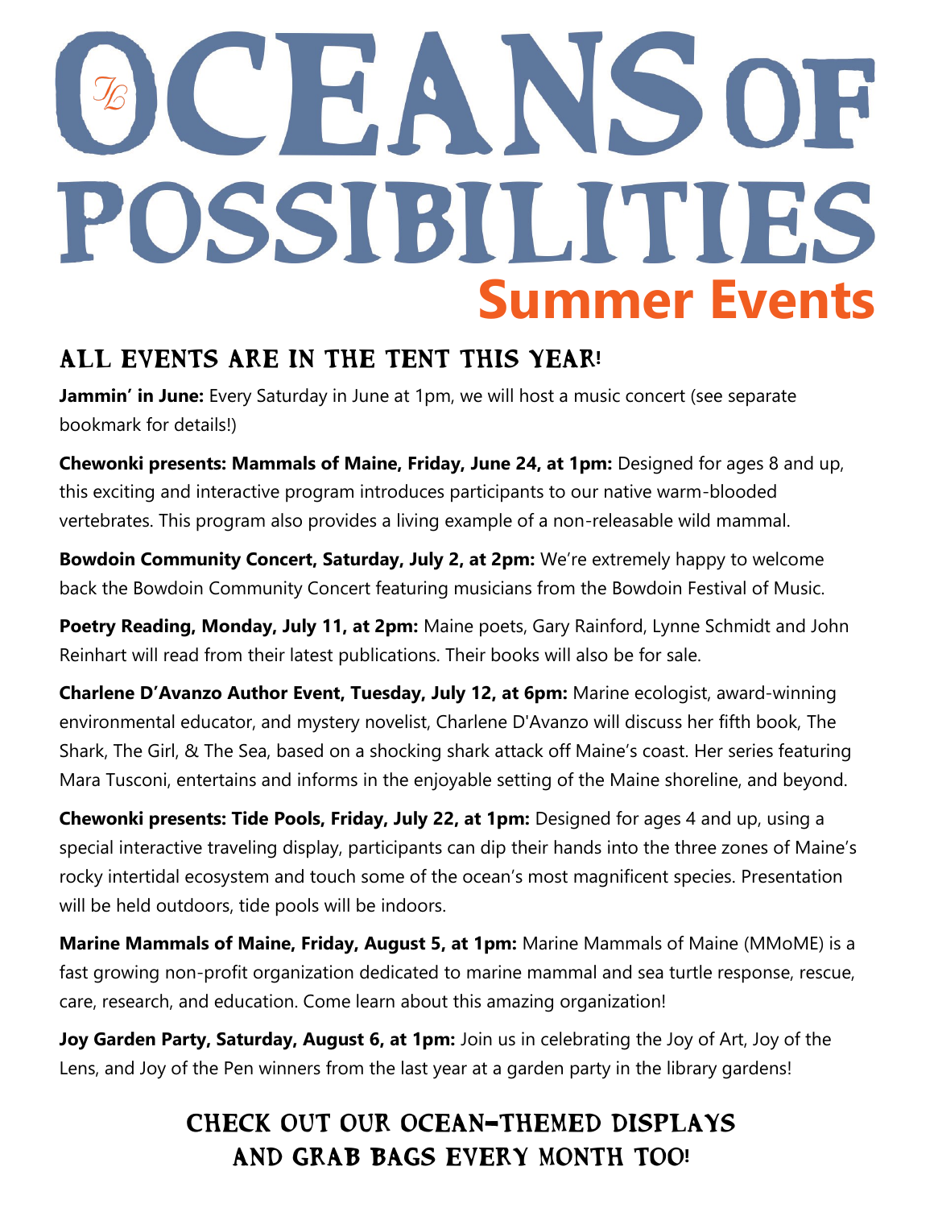# Oceans of Possibilities

## Summer Events

### All events are in the tent this year!

**Jammin' in June:** Every Saturday in June at 1pm, we will host a music concert (see separate bookmark for details!)

**Chewonki presents: Mammals of Maine, Friday, June 24, at 1pm:** Designed for ages 8 and up, this exciting and interactive program introduces participants to our native warm-blooded vertebrates. This program also provides a living example of a non-releasable wild mammal.

**Bowdoin Community Concert, Saturday, July 2, at 2pm:** We're extremely happy to welcome back the Bowdoin Community Concert featuring musicians from the Bowdoin Festival of Music.

**Poetry Reading, Monday, July 11, at 2pm:** Maine poets, Gary Rainford, Lynne Schmidt and John Reinhart will read from their latest publications. Their books will also be for sale.

**Charlene D'Avanzo Author Event, Tuesday, July 12, at 6pm:** Marine ecologist, award-winning environmental educator, and mystery novelist, Charlene D'Avanzo will discuss her fifth book, The Shark, The Girl, & The Sea, based on a shocking shark attack off Maine's coast. Her series featuring Mara Tusconi, entertains and informs in the enjoyable setting of the Maine shoreline, and beyond.

**Chewonki presents: Tide Pools, Friday, July 22, at 1pm:** Designed for ages 4 and up, using a special interactive traveling display, participants can dip their hands into the three zones of Maine's rocky intertidal ecosystem and touch some of the ocean's most magnificent species. Presentation will be held outdoors, tide pools will be indoors.

**Marine Mammals of Maine, Friday, August 5, at 1pm:** Marine Mammals of Maine (MMoME) is a fast growing non-profit organization dedicated to marine mammal and sea turtle response, rescue, care, research, and education. Come learn about this amazing organization!

**Joy Garden Party, Saturday, August 6, at 1pm:** Join us in celebrating the Joy of Art, Joy of the Lens, and Joy of the Pen winners from the last year at a garden party in the library gardens!

### Check out our ocean-themed displays and grab bags every month too!